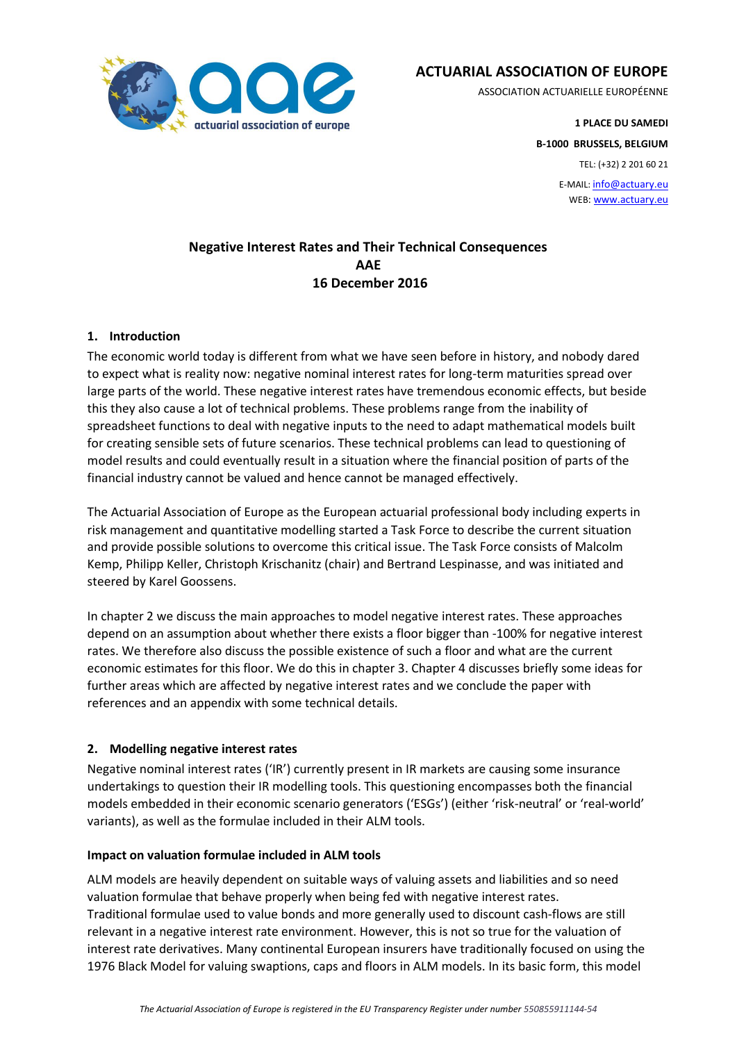**ACTUARIAL ASSOCIATION OF EUROPE**

ASSOCIATION ACTUARIELLE EUROPÉENNE

**1 PLACE DU SAMEDI**

**B-1000 BRUSSELS, BELGIUM**

TEL: (+32) 2 201 60 21

E-MAIL: info@actuary.eu

WEB: www.actuary.eu

# Negative Interest Rates and Their Technical Consequences
**AAE**
**16 December 2016**

## 1. Introduction

The economic world today is different from what we have seen before in history, and nobody dared to expect what is reality now: negative nominal interest rates for long-term maturities spread over large parts of the world. These negative interest rates have tremendous economic effects, but beside this they also cause a lot of technical problems. These problems range from the inability of spreadsheet functions to deal with negative inputs to the need to adapt mathematical models built for creating sensible sets of future scenarios. These technical problems can lead to questioning of model results and could eventually result in a situation where the financial position of parts of the financial industry cannot be valued and hence cannot be managed effectively.

The Actuarial Association of Europe as the European actuarial professional body including experts in risk management and quantitative modelling started a Task Force to describe the current situation and provide possible solutions to overcome this critical issue. The Task Force consists of Malcolm Kemp, Philipp Keller, Christoph Krischanitz (chair) and Bertrand Lespinasse, and was initiated and steered by Karel Goossens.

In chapter 2 we discuss the main approaches to model negative interest rates. These approaches depend on an assumption about whether there exists a floor bigger than -100% for negative interest rates. We therefore also discuss the possible existence of such a floor and what are the current economic estimates for this floor. We do this in chapter 3. Chapter 4 discusses briefly some ideas for further areas which are affected by negative interest rates and we conclude the paper with references and an appendix with some technical details.

## 2. Modelling negative interest rates

Negative nominal interest rates ('IR') currently present in IR markets are causing some insurance undertakings to question their IR modelling tools. This questioning encompasses both the financial models embedded in their economic scenario generators ('ESGs') (either 'risk-neutral' or 'real-world' variants), as well as the formulae included in their ALM tools.

### Impact on valuation formulae included in ALM tools

ALM models are heavily dependent on suitable ways of valuing assets and liabilities and so need valuation formulae that behave properly when being fed with negative interest rates. Traditional formulae used to value bonds and more generally used to discount cash-flows are still relevant in a negative interest rate environment. However, this is not so true for the valuation of interest rate derivatives. Many continental European insurers have traditionally focused on using the 1976 Black Model for valuing swaptions, caps and floors in ALM models. In its basic form, this model

*The Actuarial Association of Europe is registered in the EU Transparency Register under number 550855911144-54*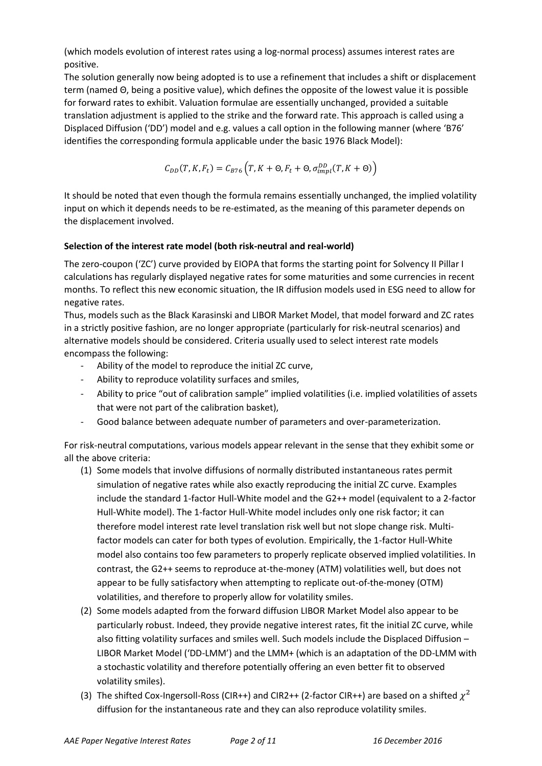(which models evolution of interest rates using a log-normal process) assumes interest rates are positive.

The solution generally now being adopted is to use a refinement that includes a shift or displacement term (named Θ, being a positive value), which defines the opposite of the lowest value it is possible for forward rates to exhibit. Valuation formulae are essentially unchanged, provided a suitable translation adjustment is applied to the strike and the forward rate. This approach is called using a Displaced Diffusion ('DD') model and e.g. values a call option in the following manner (where 'B76' identifies the corresponding formula applicable under the basic 1976 Black Model):

$$C_{DD}(T, K, F_t) = C_{B76}\left(T, K + \Theta, F_t + \Theta, \sigma_{impl}^{DD}(T, K + \Theta)\right)$$

It should be noted that even though the formula remains essentially unchanged, the implied volatility input on which it depends needs to be re-estimated, as the meaning of this parameter depends on the displacement involved.

**Selection of the interest rate model (both risk-neutral and real-world)**

The zero-coupon ('ZC') curve provided by EIOPA that forms the starting point for Solvency II Pillar I calculations has regularly displayed negative rates for some maturities and some currencies in recent months. To reflect this new economic situation, the IR diffusion models used in ESG need to allow for negative rates.

Thus, models such as the Black Karasinski and LIBOR Market Model, that model forward and ZC rates in a strictly positive fashion, are no longer appropriate (particularly for risk-neutral scenarios) and alternative models should be considered. Criteria usually used to select interest rate models encompass the following:

- Ability of the model to reproduce the initial ZC curve,
- Ability to reproduce volatility surfaces and smiles,
- Ability to price "out of calibration sample" implied volatilities (i.e. implied volatilities of assets that were not part of the calibration basket),
- Good balance between adequate number of parameters and over-parameterization.

For risk-neutral computations, various models appear relevant in the sense that they exhibit some or all the above criteria:

(1) Some models that involve diffusions of normally distributed instantaneous rates permit simulation of negative rates while also exactly reproducing the initial ZC curve. Examples include the standard 1-factor Hull-White model and the G2++ model (equivalent to a 2-factor Hull-White model). The 1-factor Hull-White model includes only one risk factor; it can therefore model interest rate level translation risk well but not slope change risk. Multi-factor models can cater for both types of evolution. Empirically, the 1-factor Hull-White model also contains too few parameters to properly replicate observed implied volatilities. In contrast, the G2++ seems to reproduce at-the-money (ATM) volatilities well, but does not appear to be fully satisfactory when attempting to replicate out-of-the-money (OTM) volatilities, and therefore to properly allow for volatility smiles.

(2) Some models adapted from the forward diffusion LIBOR Market Model also appear to be particularly robust. Indeed, they provide negative interest rates, fit the initial ZC curve, while also fitting volatility surfaces and smiles well. Such models include the Displaced Diffusion – LIBOR Market Model ('DD-LMM') and the LMM+ (which is an adaptation of the DD-LMM with a stochastic volatility and therefore potentially offering an even better fit to observed volatility smiles).

(3) The shifted Cox-Ingersoll-Ross (CIR++) and CIR2++ (2-factor CIR++) are based on a shifted $\chi^2$ diffusion for the instantaneous rate and they can also reproduce volatility smiles.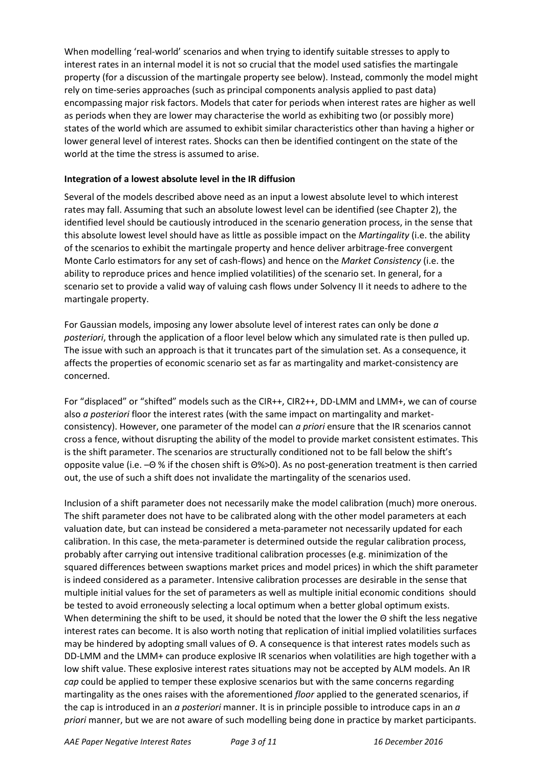When modelling 'real-world' scenarios and when trying to identify suitable stresses to apply to interest rates in an internal model it is not so crucial that the model used satisfies the martingale property (for a discussion of the martingale property see below). Instead, commonly the model might rely on time-series approaches (such as principal components analysis applied to past data) encompassing major risk factors. Models that cater for periods when interest rates are higher as well as periods when they are lower may characterise the world as exhibiting two (or possibly more) states of the world which are assumed to exhibit similar characteristics other than having a higher or lower general level of interest rates. Shocks can then be identified contingent on the state of the world at the time the stress is assumed to arise.

**Integration of a lowest absolute level in the IR diffusion**

Several of the models described above need as an input a lowest absolute level to which interest rates may fall. Assuming that such an absolute lowest level can be identified (see Chapter 2), the identified level should be cautiously introduced in the scenario generation process, in the sense that this absolute lowest level should have as little as possible impact on the *Martingality* (i.e. the ability of the scenarios to exhibit the martingale property and hence deliver arbitrage-free convergent Monte Carlo estimators for any set of cash-flows) and hence on the *Market Consistency* (i.e. the ability to reproduce prices and hence implied volatilities) of the scenario set. In general, for a scenario set to provide a valid way of valuing cash flows under Solvency II it needs to adhere to the martingale property.

For Gaussian models, imposing any lower absolute level of interest rates can only be done *a posteriori*, through the application of a floor level below which any simulated rate is then pulled up. The issue with such an approach is that it truncates part of the simulation set. As a consequence, it affects the properties of economic scenario set as far as martingality and market-consistency are concerned.

For "displaced" or "shifted" models such as the CIR++, CIR2++, DD-LMM and LMM+, we can of course also *a posteriori* floor the interest rates (with the same impact on martingality and market-consistency). However, one parameter of the model can *a priori* ensure that the IR scenarios cannot cross a fence, without disrupting the ability of the model to provide market consistent estimates. This is the shift parameter. The scenarios are structurally conditioned not to be fall below the shift's opposite value (i.e. $-\Theta$ % if the chosen shift is $\Theta\%>0$). As no post-generation treatment is then carried out, the use of such a shift does not invalidate the martingality of the scenarios used.

Inclusion of a shift parameter does not necessarily make the model calibration (much) more onerous. The shift parameter does not have to be calibrated along with the other model parameters at each valuation date, but can instead be considered a meta-parameter not necessarily updated for each calibration. In this case, the meta-parameter is determined outside the regular calibration process, probably after carrying out intensive traditional calibration processes (e.g. minimization of the squared differences between swaptions market prices and model prices) in which the shift parameter is indeed considered as a parameter. Intensive calibration processes are desirable in the sense that multiple initial values for the set of parameters as well as multiple initial economic conditions should be tested to avoid erroneously selecting a local optimum when a better global optimum exists. When determining the shift to be used, it should be noted that the lower the $\Theta$ shift the less negative interest rates can become. It is also worth noting that replication of initial implied volatilities surfaces may be hindered by adopting small values of $\Theta$. A consequence is that interest rates models such as DD-LMM and the LMM+ can produce explosive IR scenarios when volatilities are high together with a low shift value. These explosive interest rates situations may not be accepted by ALM models. An IR *cap* could be applied to temper these explosive scenarios but with the same concerns regarding martingality as the ones raises with the aforementioned *floor* applied to the generated scenarios, if the cap is introduced in an *a posteriori* manner. It is in principle possible to introduce caps in an *a priori* manner, but we are not aware of such modelling being done in practice by market participants.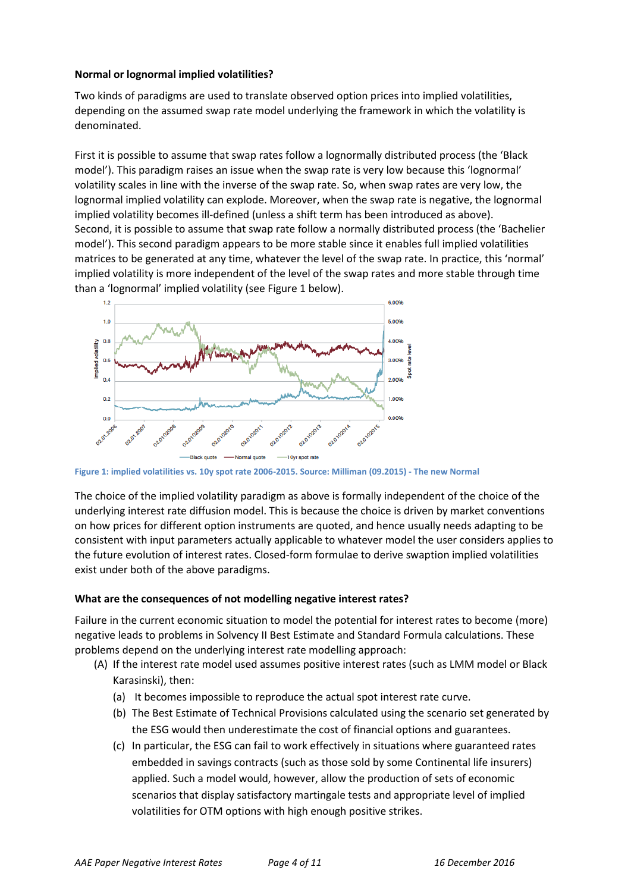**Normal or lognormal implied volatilities?**

Two kinds of paradigms are used to translate observed option prices into implied volatilities, depending on the assumed swap rate model underlying the framework in which the volatility is denominated.

First it is possible to assume that swap rates follow a lognormally distributed process (the 'Black model'). This paradigm raises an issue when the swap rate is very low because this 'lognormal' volatility scales in line with the inverse of the swap rate. So, when swap rates are very low, the lognormal implied volatility can explode. Moreover, when the swap rate is negative, the lognormal implied volatility becomes ill-defined (unless a shift term has been introduced as above).
Second, it is possible to assume that swap rate follow a normally distributed process (the 'Bachelier model'). This second paradigm appears to be more stable since it enables full implied volatilities matrices to be generated at any time, whatever the level of the swap rate. In practice, this 'normal' implied volatility is more independent of the level of the swap rates and more stable through time than a 'lognormal' implied volatility (see Figure 1 below).

Figure 1: implied volatilities vs. 10y spot rate 2006-2015. Source: Milliman (09.2015) - The new Normal

The choice of the implied volatility paradigm as above is formally independent of the choice of the underlying interest rate diffusion model. This is because the choice is driven by market conventions on how prices for different option instruments are quoted, and hence usually needs adapting to be consistent with input parameters actually applicable to whatever model the user considers applies to the future evolution of interest rates. Closed-form formulae to derive swaption implied volatilities exist under both of the above paradigms.

**What are the consequences of not modelling negative interest rates?**

Failure in the current economic situation to model the potential for interest rates to become (more) negative leads to problems in Solvency II Best Estimate and Standard Formula calculations. These problems depend on the underlying interest rate modelling approach:

(A) If the interest rate model used assumes positive interest rates (such as LMM model or Black Karasinski), then:

  (a) It becomes impossible to reproduce the actual spot interest rate curve.

  (b) The Best Estimate of Technical Provisions calculated using the scenario set generated by the ESG would then underestimate the cost of financial options and guarantees.

  (c) In particular, the ESG can fail to work effectively in situations where guaranteed rates embedded in savings contracts (such as those sold by some Continental life insurers) applied. Such a model would, however, allow the production of sets of economic scenarios that display satisfactory martingale tests and appropriate level of implied volatilities for OTM options with high enough positive strikes.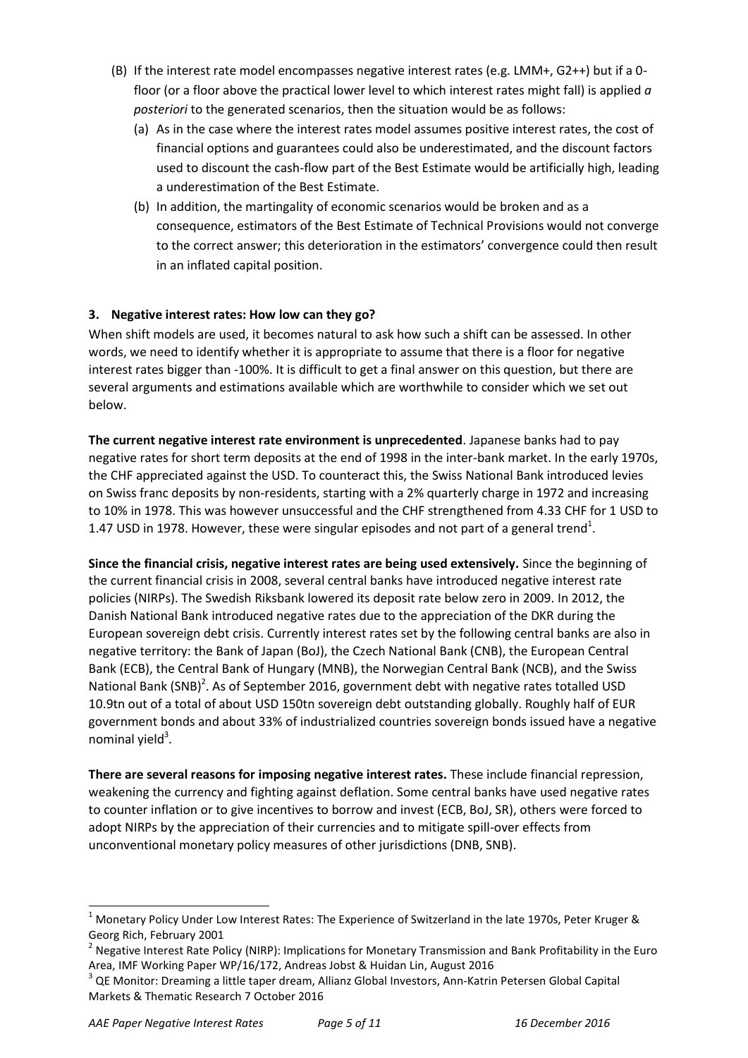(B) If the interest rate model encompasses negative interest rates (e.g. LMM+, G2++) but if a 0-floor (or a floor above the practical lower level to which interest rates might fall) is applied *a posteriori* to the generated scenarios, then the situation would be as follows:

   (a) As in the case where the interest rates model assumes positive interest rates, the cost of financial options and guarantees could also be underestimated, and the discount factors used to discount the cash-flow part of the Best Estimate would be artificially high, leading a underestimation of the Best Estimate.

   (b) In addition, the martingality of economic scenarios would be broken and as a consequence, estimators of the Best Estimate of Technical Provisions would not converge to the correct answer; this deterioration in the estimators' convergence could then result in an inflated capital position.

### 3. Negative interest rates: How low can they go?

When shift models are used, it becomes natural to ask how such a shift can be assessed. In other words, we need to identify whether it is appropriate to assume that there is a floor for negative interest rates bigger than -100%. It is difficult to get a final answer on this question, but there are several arguments and estimations available which are worthwhile to consider which we set out below.

**The current negative interest rate environment is unprecedented**. Japanese banks had to pay negative rates for short term deposits at the end of 1998 in the inter-bank market. In the early 1970s, the CHF appreciated against the USD. To counteract this, the Swiss National Bank introduced levies on Swiss franc deposits by non-residents, starting with a 2% quarterly charge in 1972 and increasing to 10% in 1978. This was however unsuccessful and the CHF strengthened from 4.33 CHF for 1 USD to 1.47 USD in 1978. However, these were singular episodes and not part of a general trend[1].

**Since the financial crisis, negative interest rates are being used extensively.** Since the beginning of the current financial crisis in 2008, several central banks have introduced negative interest rate policies (NIRPs). The Swedish Riksbank lowered its deposit rate below zero in 2009. In 2012, the Danish National Bank introduced negative rates due to the appreciation of the DKR during the European sovereign debt crisis. Currently interest rates set by the following central banks are also in negative territory: the Bank of Japan (BoJ), the Czech National Bank (CNB), the European Central Bank (ECB), the Central Bank of Hungary (MNB), the Norwegian Central Bank (NCB), and the Swiss National Bank (SNB)[2]. As of September 2016, government debt with negative rates totalled USD 10.9tn out of a total of about USD 150tn sovereign debt outstanding globally. Roughly half of EUR government bonds and about 33% of industrialized countries sovereign bonds issued have a negative nominal yield[3].

**There are several reasons for imposing negative interest rates.** These include financial repression, weakening the currency and fighting against deflation. Some central banks have used negative rates to counter inflation or to give incentives to borrow and invest (ECB, BoJ, SR), others were forced to adopt NIRPs by the appreciation of their currencies and to mitigate spill-over effects from unconventional monetary policy measures of other jurisdictions (DNB, SNB).

---

[1] Monetary Policy Under Low Interest Rates: The Experience of Switzerland in the late 1970s, Peter Kruger & Georg Rich, February 2001

[2] Negative Interest Rate Policy (NIRP): Implications for Monetary Transmission and Bank Profitability in the Euro Area, IMF Working Paper WP/16/172, Andreas Jobst & Huidan Lin, August 2016

[3] QE Monitor: Dreaming a little taper dream, Allianz Global Investors, Ann-Katrin Petersen Global Capital Markets & Thematic Research 7 October 2016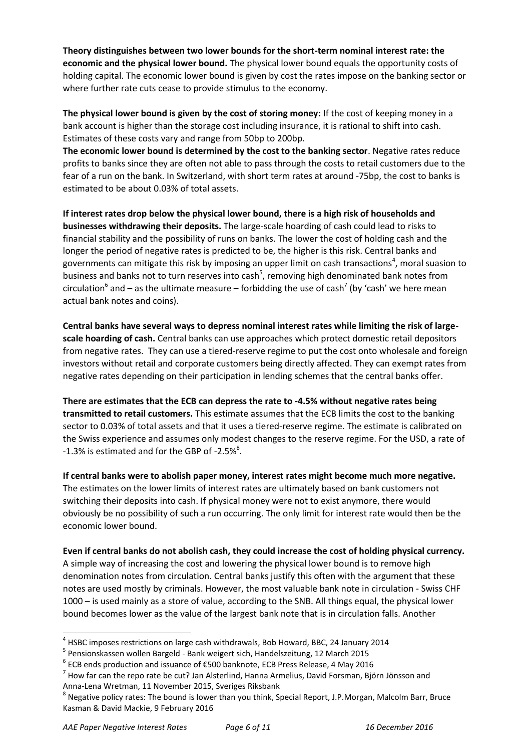**Theory distinguishes between two lower bounds for the short-term nominal interest rate: the economic and the physical lower bound.** The physical lower bound equals the opportunity costs of holding capital. The economic lower bound is given by cost the rates impose on the banking sector or where further rate cuts cease to provide stimulus to the economy.

**The physical lower bound is given by the cost of storing money:** If the cost of keeping money in a bank account is higher than the storage cost including insurance, it is rational to shift into cash. Estimates of these costs vary and range from 50bp to 200bp.

**The economic lower bound is determined by the cost to the banking sector**. Negative rates reduce profits to banks since they are often not able to pass through the costs to retail customers due to the fear of a run on the bank. In Switzerland, with short term rates at around -75bp, the cost to banks is estimated to be about 0.03% of total assets.

**If interest rates drop below the physical lower bound, there is a high risk of households and businesses withdrawing their deposits.** The large-scale hoarding of cash could lead to risks to financial stability and the possibility of runs on banks. The lower the cost of holding cash and the longer the period of negative rates is predicted to be, the higher is this risk. Central banks and governments can mitigate this risk by imposing an upper limit on cash transactions[4], moral suasion to business and banks not to turn reserves into cash[5], removing high denominated bank notes from circulation[6] and – as the ultimate measure – forbidding the use of cash[7] (by 'cash' we here mean actual bank notes and coins).

**Central banks have several ways to depress nominal interest rates while limiting the risk of large-scale hoarding of cash.** Central banks can use approaches which protect domestic retail depositors from negative rates. They can use a tiered-reserve regime to put the cost onto wholesale and foreign investors without retail and corporate customers being directly affected. They can exempt rates from negative rates depending on their participation in lending schemes that the central banks offer.

**There are estimates that the ECB can depress the rate to -4.5% without negative rates being transmitted to retail customers.** This estimate assumes that the ECB limits the cost to the banking sector to 0.03% of total assets and that it uses a tiered-reserve regime. The estimate is calibrated on the Swiss experience and assumes only modest changes to the reserve regime. For the USD, a rate of -1.3% is estimated and for the GBP of -2.5%[8].

**If central banks were to abolish paper money, interest rates might become much more negative.** The estimates on the lower limits of interest rates are ultimately based on bank customers not switching their deposits into cash. If physical money were not to exist anymore, there would obviously be no possibility of such a run occurring. The only limit for interest rate would then be the economic lower bound.

**Even if central banks do not abolish cash, they could increase the cost of holding physical currency.** A simple way of increasing the cost and lowering the physical lower bound is to remove high denomination notes from circulation. Central banks justify this often with the argument that these notes are used mostly by criminals. However, the most valuable bank note in circulation - Swiss CHF 1000 – is used mainly as a store of value, according to the SNB. All things equal, the physical lower bound becomes lower as the value of the largest bank note that is in circulation falls. Another

---

[4] HSBC imposes restrictions on large cash withdrawals, Bob Howard, BBC, 24 January 2014

[5] Pensionskassen wollen Bargeld - Bank weigert sich, Handelszeitung, 12 March 2015

[6] ECB ends production and issuance of €500 banknote, ECB Press Release, 4 May 2016

[7] How far can the repo rate be cut? Jan Alsterlind, Hanna Armelius, David Forsman, Björn Jönsson and Anna-Lena Wretman, 11 November 2015, Sveriges Riksbank

[8] Negative policy rates: The bound is lower than you think, Special Report, J.P.Morgan, Malcolm Barr, Bruce Kasman & David Mackie, 9 February 2016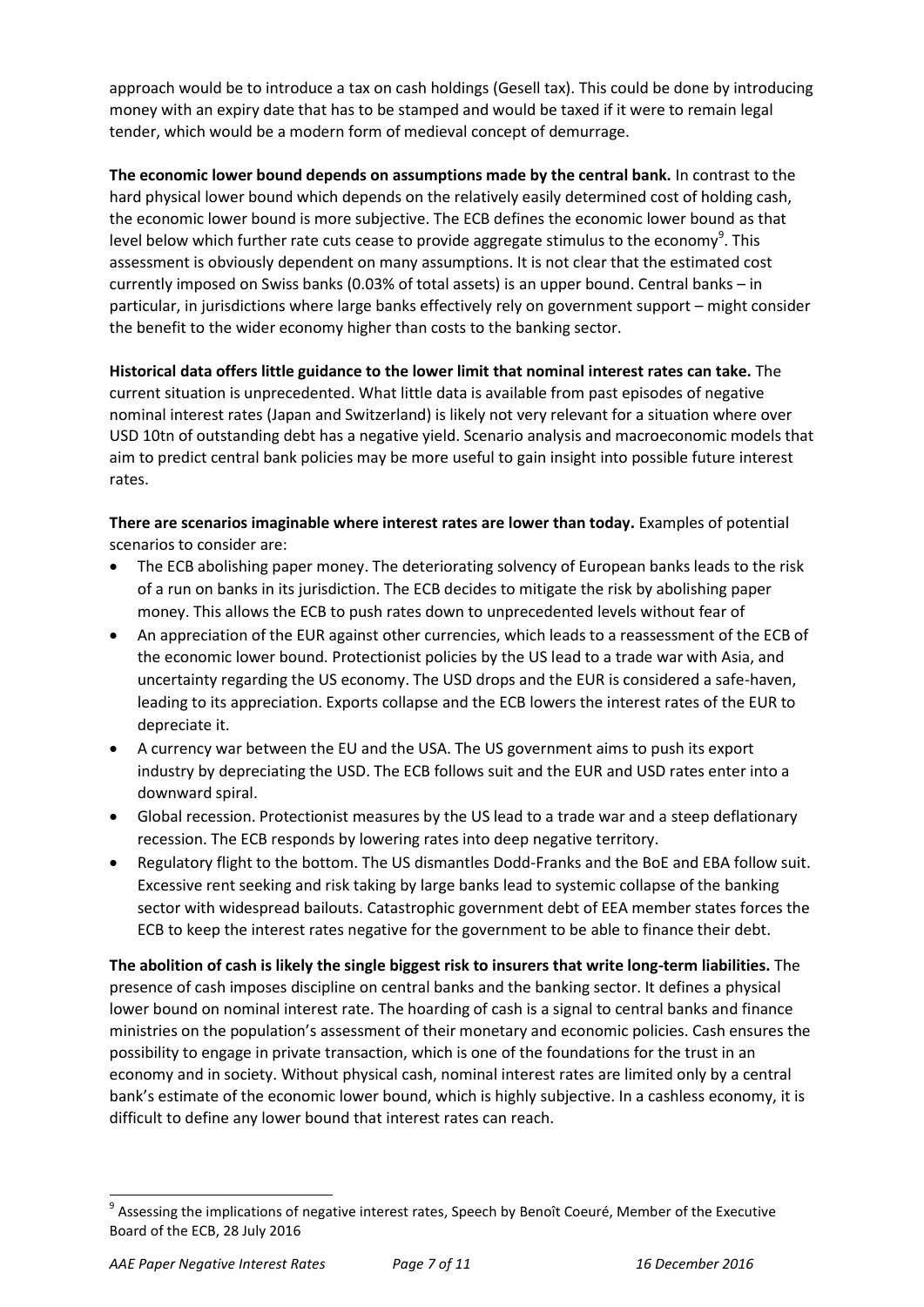approach would be to introduce a tax on cash holdings (Gesell tax). This could be done by introducing money with an expiry date that has to be stamped and would be taxed if it were to remain legal tender, which would be a modern form of medieval concept of demurrage.

**The economic lower bound depends on assumptions made by the central bank.** In contrast to the hard physical lower bound which depends on the relatively easily determined cost of holding cash, the economic lower bound is more subjective. The ECB defines the economic lower bound as that level below which further rate cuts cease to provide aggregate stimulus to the economy[9]. This assessment is obviously dependent on many assumptions. It is not clear that the estimated cost currently imposed on Swiss banks (0.03% of total assets) is an upper bound. Central banks – in particular, in jurisdictions where large banks effectively rely on government support – might consider the benefit to the wider economy higher than costs to the banking sector.

**Historical data offers little guidance to the lower limit that nominal interest rates can take.** The current situation is unprecedented. What little data is available from past episodes of negative nominal interest rates (Japan and Switzerland) is likely not very relevant for a situation where over USD 10tn of outstanding debt has a negative yield. Scenario analysis and macroeconomic models that aim to predict central bank policies may be more useful to gain insight into possible future interest rates.

**There are scenarios imaginable where interest rates are lower than today.** Examples of potential scenarios to consider are:

- The ECB abolishing paper money. The deteriorating solvency of European banks leads to the risk of a run on banks in its jurisdiction. The ECB decides to mitigate the risk by abolishing paper money. This allows the ECB to push rates down to unprecedented levels without fear of
- An appreciation of the EUR against other currencies, which leads to a reassessment of the ECB of the economic lower bound. Protectionist policies by the US lead to a trade war with Asia, and uncertainty regarding the US economy. The USD drops and the EUR is considered a safe-haven, leading to its appreciation. Exports collapse and the ECB lowers the interest rates of the EUR to depreciate it.
- A currency war between the EU and the USA. The US government aims to push its export industry by depreciating the USD. The ECB follows suit and the EUR and USD rates enter into a downward spiral.
- Global recession. Protectionist measures by the US lead to a trade war and a steep deflationary recession. The ECB responds by lowering rates into deep negative territory.
- Regulatory flight to the bottom. The US dismantles Dodd-Franks and the BoE and EBA follow suit. Excessive rent seeking and risk taking by large banks lead to systemic collapse of the banking sector with widespread bailouts. Catastrophic government debt of EEA member states forces the ECB to keep the interest rates negative for the government to be able to finance their debt.

**The abolition of cash is likely the single biggest risk to insurers that write long-term liabilities.** The presence of cash imposes discipline on central banks and the banking sector. It defines a physical lower bound on nominal interest rate. The hoarding of cash is a signal to central banks and finance ministries on the population's assessment of their monetary and economic policies. Cash ensures the possibility to engage in private transaction, which is one of the foundations for the trust in an economy and in society. Without physical cash, nominal interest rates are limited only by a central bank's estimate of the economic lower bound, which is highly subjective. In a cashless economy, it is difficult to define any lower bound that interest rates can reach.

---

[9] Assessing the implications of negative interest rates, Speech by Benoît Coeuré, Member of the Executive Board of the ECB, 28 July 2016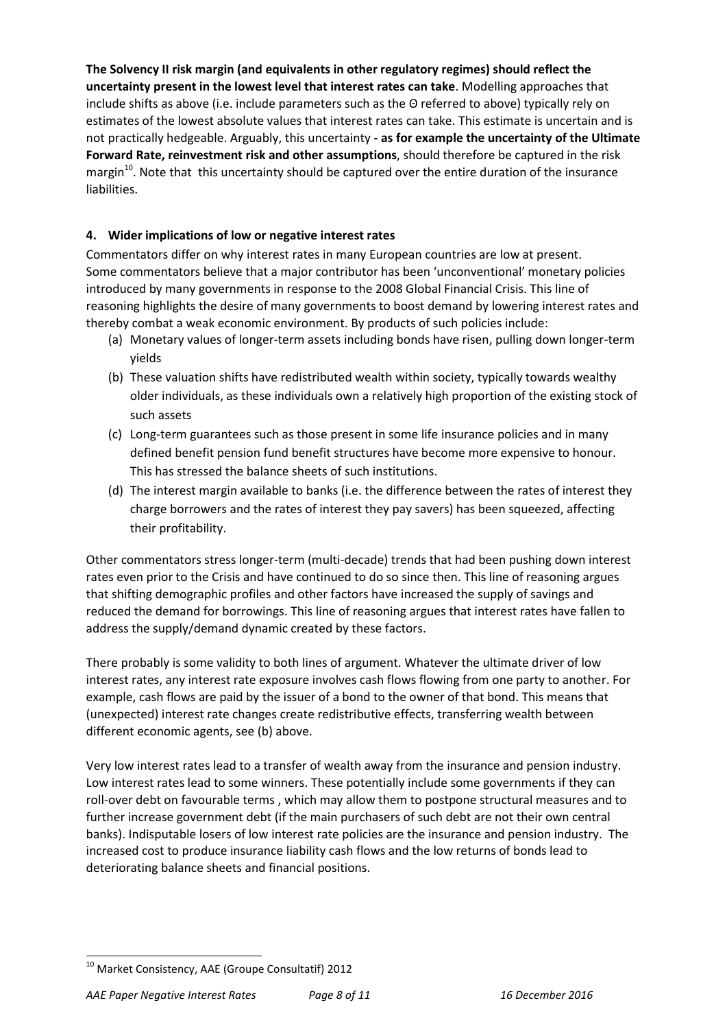**The Solvency II risk margin (and equivalents in other regulatory regimes) should reflect the uncertainty present in the lowest level that interest rates can take**. Modelling approaches that include shifts as above (i.e. include parameters such as the Θ referred to above) typically rely on estimates of the lowest absolute values that interest rates can take. This estimate is uncertain and is not practically hedgeable. Arguably, this uncertainty **- as for example the uncertainty of the Ultimate Forward Rate, reinvestment risk and other assumptions**, should therefore be captured in the risk margin[10]. Note that this uncertainty should be captured over the entire duration of the insurance liabilities.

## 4. Wider implications of low or negative interest rates

Commentators differ on why interest rates in many European countries are low at present.
Some commentators believe that a major contributor has been 'unconventional' monetary policies introduced by many governments in response to the 2008 Global Financial Crisis. This line of reasoning highlights the desire of many governments to boost demand by lowering interest rates and thereby combat a weak economic environment. By products of such policies include:

(a) Monetary values of longer-term assets including bonds have risen, pulling down longer-term yields
(b) These valuation shifts have redistributed wealth within society, typically towards wealthy older individuals, as these individuals own a relatively high proportion of the existing stock of such assets
(c) Long-term guarantees such as those present in some life insurance policies and in many defined benefit pension fund benefit structures have become more expensive to honour. This has stressed the balance sheets of such institutions.
(d) The interest margin available to banks (i.e. the difference between the rates of interest they charge borrowers and the rates of interest they pay savers) has been squeezed, affecting their profitability.

Other commentators stress longer-term (multi-decade) trends that had been pushing down interest rates even prior to the Crisis and have continued to do so since then. This line of reasoning argues that shifting demographic profiles and other factors have increased the supply of savings and reduced the demand for borrowings. This line of reasoning argues that interest rates have fallen to address the supply/demand dynamic created by these factors.

There probably is some validity to both lines of argument. Whatever the ultimate driver of low interest rates, any interest rate exposure involves cash flows flowing from one party to another. For example, cash flows are paid by the issuer of a bond to the owner of that bond. This means that (unexpected) interest rate changes create redistributive effects, transferring wealth between different economic agents, see (b) above.

Very low interest rates lead to a transfer of wealth away from the insurance and pension industry. Low interest rates lead to some winners. These potentially include some governments if they can roll-over debt on favourable terms , which may allow them to postpone structural measures and to further increase government debt (if the main purchasers of such debt are not their own central banks). Indisputable losers of low interest rate policies are the insurance and pension industry. The increased cost to produce insurance liability cash flows and the low returns of bonds lead to deteriorating balance sheets and financial positions.

---

[10] Market Consistency, AAE (Groupe Consultatif) 2012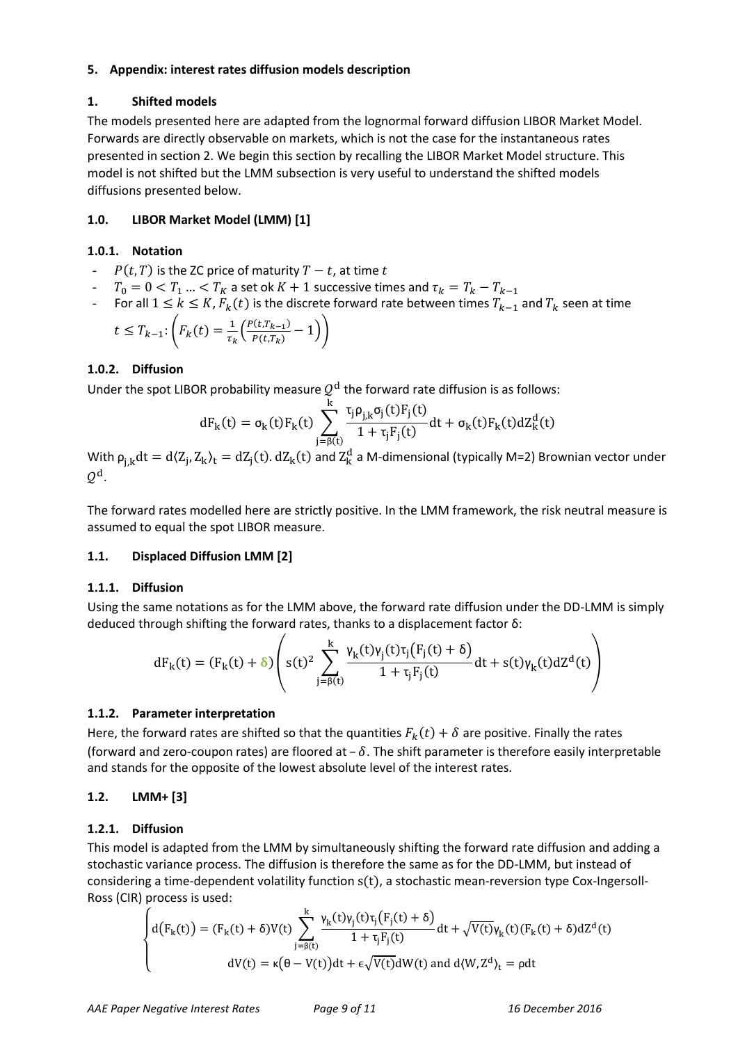## 5. Appendix: interest rates diffusion models description

## 1. Shifted models

The models presented here are adapted from the lognormal forward diffusion LIBOR Market Model. Forwards are directly observable on markets, which is not the case for the instantaneous rates presented in section 2. We begin this section by recalling the LIBOR Market Model structure. This model is not shifted but the LMM subsection is very useful to understand the shifted models diffusions presented below.

### 1.0. LIBOR Market Model (LMM) [1]

#### 1.0.1. Notation

- $P(t,T)$ is the ZC price of maturity $T-t$, at time $t$
- $T_0 = 0 < T_1 \dots < T_K$ a set ok $K+1$ successive times and $\tau_k = T_k - T_{k-1}$
- For all $1 \leq k \leq K$, $F_k(t)$ is the discrete forward rate between times $T_{k-1}$ and $T_k$ seen at time $t \leq T_{k-1}$: $\left(F_k(t) = \frac{1}{\tau_k}\left(\frac{P(t,T_{k-1})}{P(t,T_k)} - 1\right)\right)$

#### 1.0.2. Diffusion

Under the spot LIBOR probability measure $Q^d$ the forward rate diffusion is as follows:

$$dF_k(t) = \sigma_k(t)F_k(t)\sum_{j=\beta(t)}^{k}\frac{\tau_j\rho_{j,k}\sigma_j(t)F_j(t)}{1+\tau_jF_j(t)}dt + \sigma_k(t)F_k(t)dZ_k^d(t)$$

With $\rho_{j,k}dt = d\langle Z_j, Z_k\rangle_t = dZ_j(t).dZ_k(t)$ and $Z_k^d$ a M-dimensional (typically M=2) Brownian vector under $Q^d$.

The forward rates modelled here are strictly positive. In the LMM framework, the risk neutral measure is assumed to equal the spot LIBOR measure.

### 1.1. Displaced Diffusion LMM [2]

#### 1.1.1. Diffusion

Using the same notations as for the LMM above, the forward rate diffusion under the DD-LMM is simply deduced through shifting the forward rates, thanks to a displacement factor δ:

$$dF_k(t) = (F_k(t) + \delta)\left(s(t)^2\sum_{j=\beta(t)}^{k}\frac{\gamma_k(t)\gamma_j(t)\tau_j\left(F_j(t)+\delta\right)}{1+\tau_jF_j(t)}dt + s(t)\gamma_k(t)dZ^d(t)\right)$$

#### 1.1.2. Parameter interpretation

Here, the forward rates are shifted so that the quantities $F_k(t) + \delta$ are positive. Finally the rates (forward and zero-coupon rates) are floored at $-\delta$. The shift parameter is therefore easily interpretable and stands for the opposite of the lowest absolute level of the interest rates.

### 1.2. LMM+ [3]

#### 1.2.1. Diffusion

This model is adapted from the LMM by simultaneously shifting the forward rate diffusion and adding a stochastic variance process. The diffusion is therefore the same as for the DD-LMM, but instead of considering a time-dependent volatility function $s(t)$, a stochastic mean-reversion type Cox-Ingersoll-Ross (CIR) process is used:

$$\begin{cases} d\left(F_k(t)\right) = (F_k(t)+\delta)V(t)\displaystyle\sum_{j=\beta(t)}^{k}\frac{\gamma_k(t)\gamma_j(t)\tau_j\left(F_j(t)+\delta\right)}{1+\tau_jF_j(t)}dt + \sqrt{V(t)}\gamma_k(t)(F_k(t)+\delta)dZ^d(t) \\ dV(t) = \kappa\left(\theta - V(t)\right)dt + \epsilon\sqrt{V(t)}dW(t) \text{ and } d\langle W, Z^d\rangle_t = \rho dt \end{cases}$$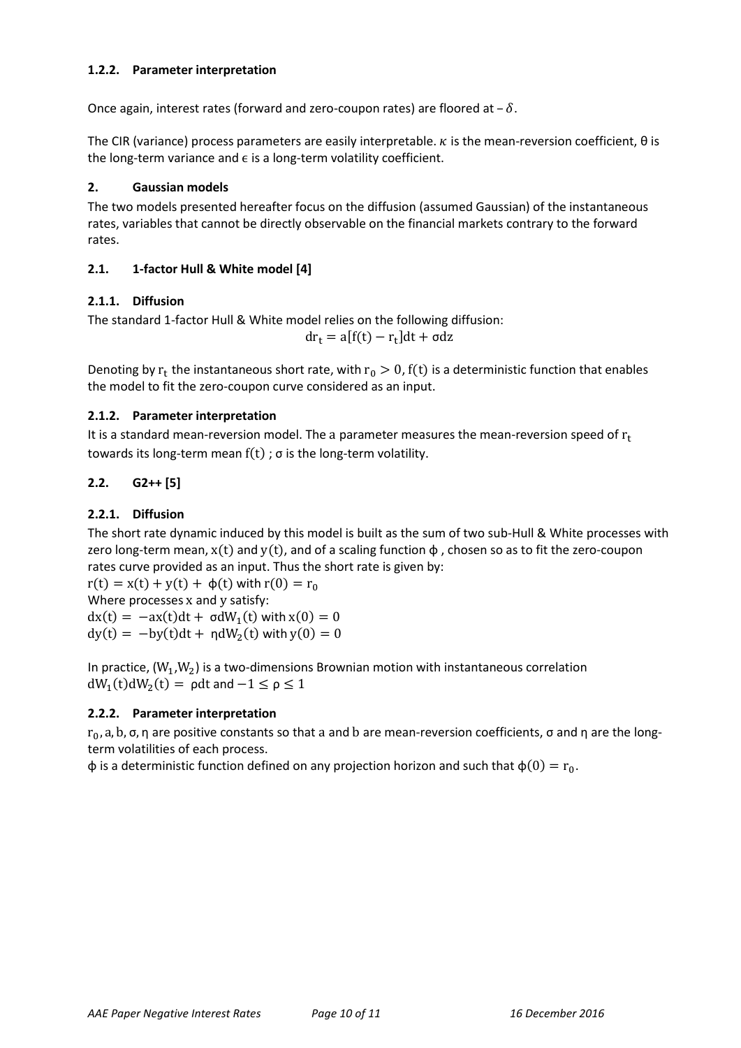#### 1.2.2. Parameter interpretation

Once again, interest rates (forward and zero-coupon rates) are floored at $-\delta$.

The CIR (variance) process parameters are easily interpretable. $\kappa$ is the mean-reversion coefficient, θ is the long-term variance and $\epsilon$ is a long-term volatility coefficient.

## 2. Gaussian models

The two models presented hereafter focus on the diffusion (assumed Gaussian) of the instantaneous rates, variables that cannot be directly observable on the financial markets contrary to the forward rates.

### 2.1. 1-factor Hull & White model [4]

#### 2.1.1. Diffusion

The standard 1-factor Hull & White model relies on the following diffusion:

$$dr_t = a[f(t) - r_t]dt + \sigma dz$$

Denoting by $r_t$ the instantaneous short rate, with $r_0 > 0$, $f(t)$ is a deterministic function that enables the model to fit the zero-coupon curve considered as an input.

#### 2.1.2. Parameter interpretation

It is a standard mean-reversion model. The a parameter measures the mean-reversion speed of $r_t$ towards its long-term mean $f(t)$ ; σ is the long-term volatility.

### 2.2. G2++ [5]

#### 2.2.1. Diffusion

The short rate dynamic induced by this model is built as the sum of two sub-Hull & White processes with zero long-term mean, $x(t)$ and $y(t)$, and of a scaling function ϕ , chosen so as to fit the zero-coupon rates curve provided as an input. Thus the short rate is given by:

$r(t) = x(t) + y(t) + \phi(t)$ with $r(0) = r_0$

Where processes x and y satisfy:

$dx(t) = -ax(t)dt + \sigma dW_1(t)$ with $x(0) = 0$

$dy(t) = -by(t)dt + \eta dW_2(t)$ with $y(0) = 0$

In practice, $(W_1, W_2)$ is a two-dimensions Brownian motion with instantaneous correlation $dW_1(t)dW_2(t) = \rho dt$ and $-1 \leq \rho \leq 1$

#### 2.2.2. Parameter interpretation

$r_0, a, b, \sigma, \eta$ are positive constants so that a and b are mean-reversion coefficients, σ and η are the long-term volatilities of each process.

ϕ is a deterministic function defined on any projection horizon and such that $\phi(0) = r_0$.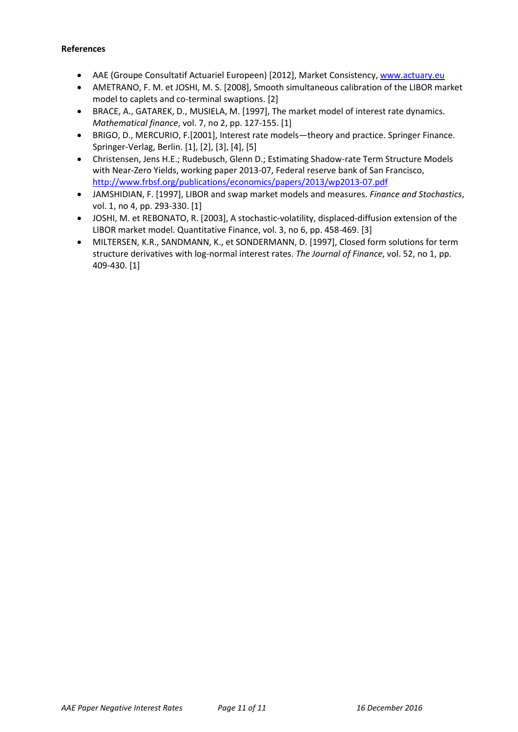**References**

- AAE (Groupe Consultatif Actuariel Europeen) [2012], Market Consistency, www.actuary.eu
- AMETRANO, F. M. et JOSHI, M. S. [2008], Smooth simultaneous calibration of the LIBOR market model to caplets and co-terminal swaptions. [2]
- BRACE, A., GATAREK, D., MUSIELA, M. [1997], The market model of interest rate dynamics. *Mathematical finance*, vol. 7, no 2, pp. 127-155. [1]
- BRIGO, D., MERCURIO, F.[2001], Interest rate models—theory and practice. Springer Finance. Springer-Verlag, Berlin. [1], [2], [3], [4], [5]
- Christensen, Jens H.E.; Rudebusch, Glenn D.; Estimating Shadow-rate Term Structure Models with Near-Zero Yields, working paper 2013-07, Federal reserve bank of San Francisco, http://www.frbsf.org/publications/economics/papers/2013/wp2013-07.pdf
- JAMSHIDIAN, F. [1997], LIBOR and swap market models and measures. *Finance and Stochastics*, vol. 1, no 4, pp. 293-330. [1]
- JOSHI, M. et REBONATO, R. [2003], A stochastic-volatility, displaced-diffusion extension of the LIBOR market model. Quantitative Finance, vol. 3, no 6, pp. 458-469. [3]
- MILTERSEN, K.R., SANDMANN, K., et SONDERMANN, D. [1997], Closed form solutions for term structure derivatives with log-normal interest rates. *The Journal of Finance*, vol. 52, no 1, pp. 409-430. [1]